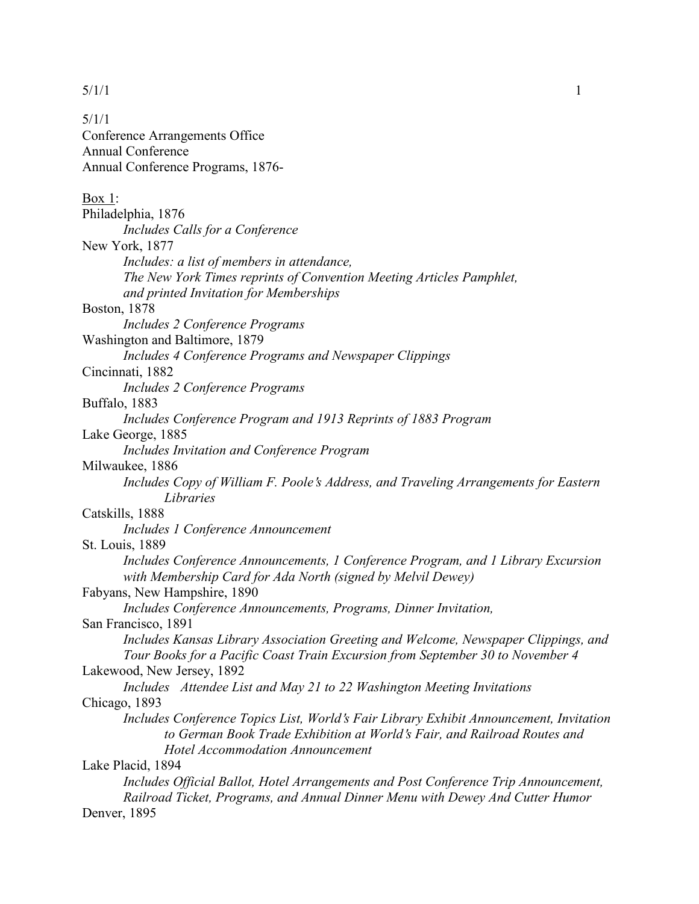5/1/1
Conference Arrangements Office
Annual Conference
Annual Conference Programs, 1876-

Box 1:

Philadelphia, 1876
*Includes Calls for a Conference*

New York, 1877
*Includes: a list of members in attendance,*
*The New York Times reprints of Convention Meeting Articles Pamphlet,*
*and printed Invitation for Memberships*

Boston, 1878
*Includes 2 Conference Programs*

Washington and Baltimore, 1879
*Includes 4 Conference Programs and Newspaper Clippings*

Cincinnati, 1882
*Includes 2 Conference Programs*

Buffalo, 1883
*Includes Conference Program and 1913 Reprints of 1883 Program*

Lake George, 1885
*Includes Invitation and Conference Program*

Milwaukee, 1886
*Includes Copy of William F. Poole's Address, and Traveling Arrangements for Eastern Libraries*

Catskills, 1888
*Includes 1 Conference Announcement*

St. Louis, 1889
*Includes Conference Announcements, 1 Conference Program, and 1 Library Excursion with Membership Card for Ada North (signed by Melvil Dewey)*

Fabyans, New Hampshire, 1890
*Includes Conference Announcements, Programs, Dinner Invitation,*

San Francisco, 1891
*Includes Kansas Library Association Greeting and Welcome, Newspaper Clippings, and Tour Books for a Pacific Coast Train Excursion from September 30 to November 4*

Lakewood, New Jersey, 1892
*Includes Attendee List and May 21 to 22 Washington Meeting Invitations*

Chicago, 1893
*Includes Conference Topics List, World's Fair Library Exhibit Announcement, Invitation to German Book Trade Exhibition at World's Fair, and Railroad Routes and Hotel Accommodation Announcement*

Lake Placid, 1894
*Includes Official Ballot, Hotel Arrangements and Post Conference Trip Announcement, Railroad Ticket, Programs, and Annual Dinner Menu with Dewey And Cutter Humor*

Denver, 1895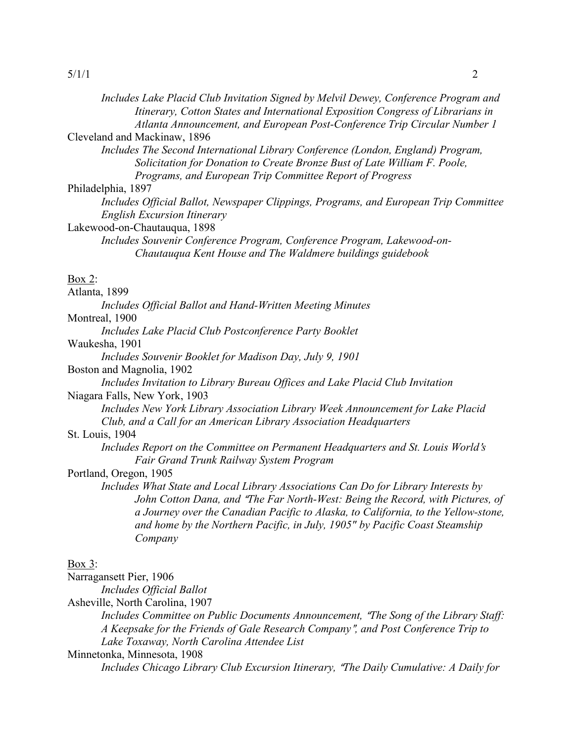*Includes Lake Placid Club Invitation Signed by Melvil Dewey, Conference Program and Itinerary, Cotton States and International Exposition Congress of Librarians in Atlanta Announcement, and European Post-Conference Trip Circular Number 1*

Cleveland and Mackinaw, 1896

*Includes The Second International Library Conference (London, England) Program, Solicitation for Donation to Create Bronze Bust of Late William F. Poole, Programs, and European Trip Committee Report of Progress*

Philadelphia, 1897

*Includes Official Ballot, Newspaper Clippings, Programs, and European Trip Committee English Excursion Itinerary*

Lakewood-on-Chautauqua, 1898

*Includes Souvenir Conference Program, Conference Program, Lakewood-on-Chautauqua Kent House and The Waldmere buildings guidebook*

Box 2:

Atlanta, 1899

*Includes Official Ballot and Hand-Written Meeting Minutes*

Montreal, 1900

*Includes Lake Placid Club Postconference Party Booklet*

Waukesha, 1901

*Includes Souvenir Booklet for Madison Day, July 9, 1901*

Boston and Magnolia, 1902

*Includes Invitation to Library Bureau Offices and Lake Placid Club Invitation*

Niagara Falls, New York, 1903

*Includes New York Library Association Library Week Announcement for Lake Placid Club, and a Call for an American Library Association Headquarters*

St. Louis, 1904

*Includes Report on the Committee on Permanent Headquarters and St. Louis World's Fair Grand Trunk Railway System Program*

Portland, Oregon, 1905

*Includes What State and Local Library Associations Can Do for Library Interests by John Cotton Dana, and "The Far North-West: Being the Record, with Pictures, of a Journey over the Canadian Pacific to Alaska, to California, to the Yellow-stone, and home by the Northern Pacific, in July, 1905" by Pacific Coast Steamship Company*

Box 3:

Narragansett Pier, 1906

*Includes Official Ballot*

Asheville, North Carolina, 1907

*Includes Committee on Public Documents Announcement, "The Song of the Library Staff: A Keepsake for the Friends of Gale Research Company", and Post Conference Trip to Lake Toxaway, North Carolina Attendee List*

Minnetonka, Minnesota, 1908

*Includes Chicago Library Club Excursion Itinerary, "The Daily Cumulative: A Daily for*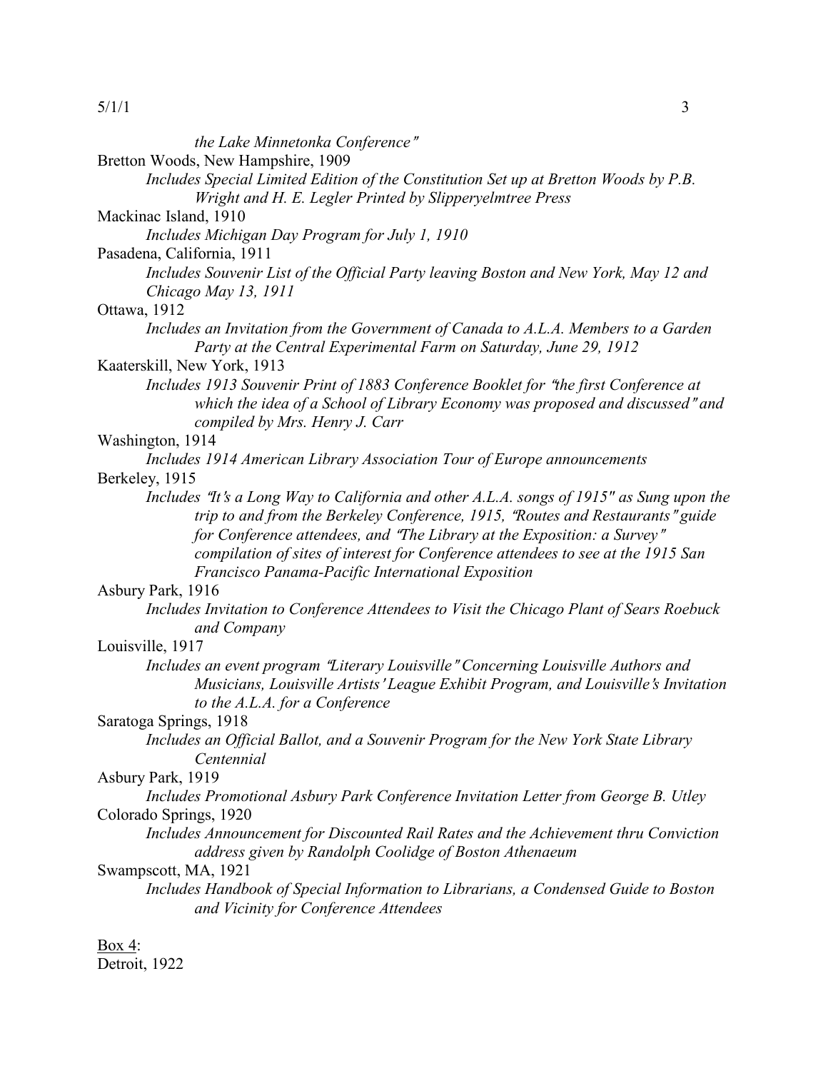*the Lake Minnetonka Conference"*

Bretton Woods, New Hampshire, 1909

*Includes Special Limited Edition of the Constitution Set up at Bretton Woods by P.B. Wright and H. E. Legler Printed by Slipperyelmtree Press*

Mackinac Island, 1910

*Includes Michigan Day Program for July 1, 1910*

Pasadena, California, 1911

*Includes Souvenir List of the Official Party leaving Boston and New York, May 12 and Chicago May 13, 1911*

Ottawa, 1912

*Includes an Invitation from the Government of Canada to A.L.A. Members to a Garden Party at the Central Experimental Farm on Saturday, June 29, 1912*

Kaaterskill, New York, 1913

*Includes 1913 Souvenir Print of 1883 Conference Booklet for "the first Conference at which the idea of a School of Library Economy was proposed and discussed" and compiled by Mrs. Henry J. Carr*

Washington, 1914

*Includes 1914 American Library Association Tour of Europe announcements*

Berkeley, 1915

*Includes "It's a Long Way to California and other A.L.A. songs of 1915" as Sung upon the trip to and from the Berkeley Conference, 1915, "Routes and Restaurants" guide for Conference attendees, and "The Library at the Exposition: a Survey" compilation of sites of interest for Conference attendees to see at the 1915 San Francisco Panama-Pacific International Exposition*

Asbury Park, 1916

*Includes Invitation to Conference Attendees to Visit the Chicago Plant of Sears Roebuck and Company*

Louisville, 1917

*Includes an event program "Literary Louisville" Concerning Louisville Authors and Musicians, Louisville Artists' League Exhibit Program, and Louisville's Invitation to the A.L.A. for a Conference*

Saratoga Springs, 1918

*Includes an Official Ballot, and a Souvenir Program for the New York State Library Centennial*

Asbury Park, 1919

*Includes Promotional Asbury Park Conference Invitation Letter from George B. Utley*

Colorado Springs, 1920

*Includes Announcement for Discounted Rail Rates and the Achievement thru Conviction address given by Randolph Coolidge of Boston Athenaeum*

Swampscott, MA, 1921

*Includes Handbook of Special Information to Librarians, a Condensed Guide to Boston and Vicinity for Conference Attendees*

Box 4:

Detroit, 1922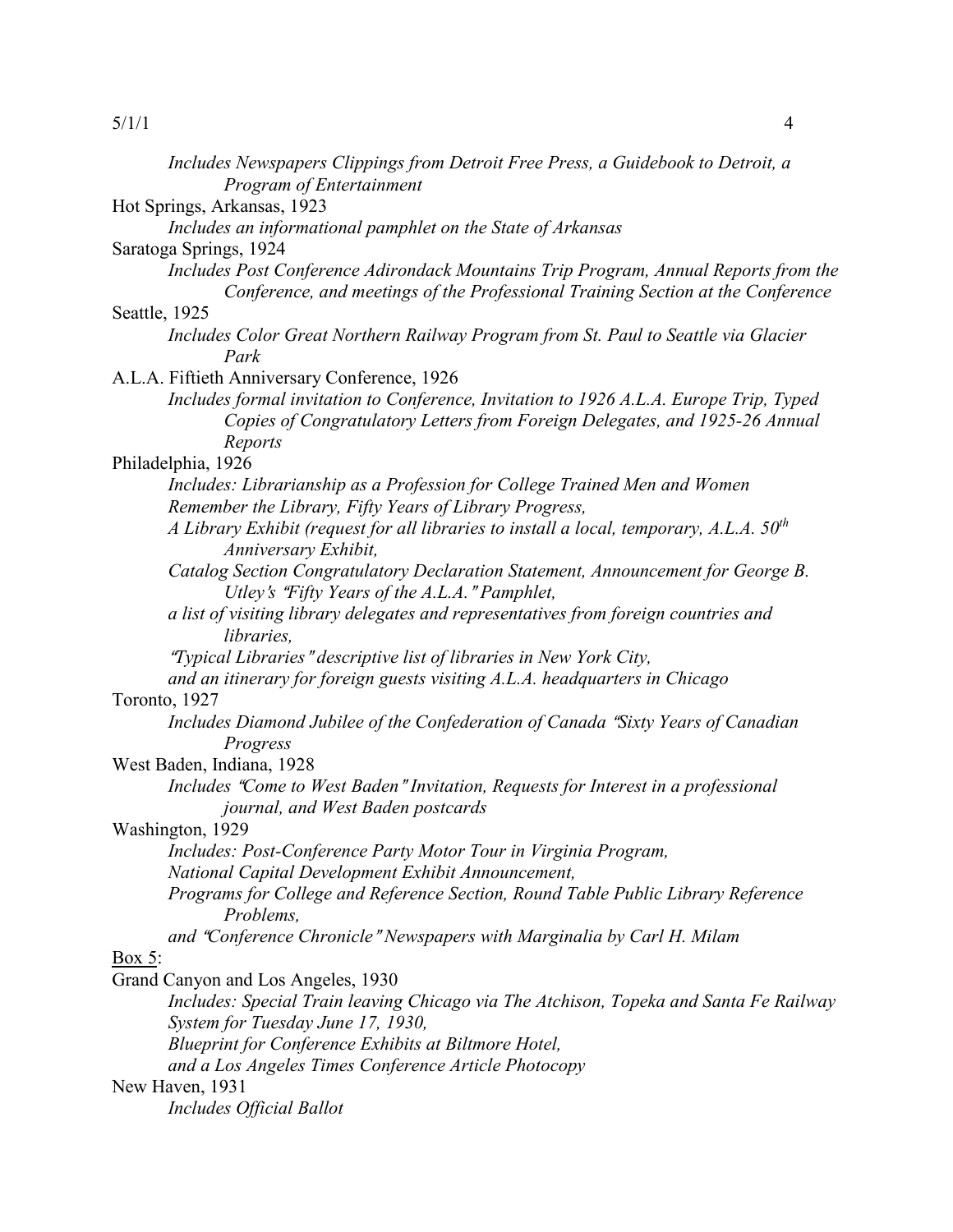*Includes Newspapers Clippings from Detroit Free Press, a Guidebook to Detroit, a Program of Entertainment*

Hot Springs, Arkansas, 1923

*Includes an informational pamphlet on the State of Arkansas*

Saratoga Springs, 1924

*Includes Post Conference Adirondack Mountains Trip Program, Annual Reports from the Conference, and meetings of the Professional Training Section at the Conference*

Seattle, 1925

*Includes Color Great Northern Railway Program from St. Paul to Seattle via Glacier Park*

A.L.A. Fiftieth Anniversary Conference, 1926

*Includes formal invitation to Conference, Invitation to 1926 A.L.A. Europe Trip, Typed Copies of Congratulatory Letters from Foreign Delegates, and 1925-26 Annual Reports*

Philadelphia, 1926

*Includes: Librarianship as a Profession for College Trained Men and Women*
*Remember the Library, Fifty Years of Library Progress,*
*A Library Exhibit (request for all libraries to install a local, temporary, A.L.A. 50th Anniversary Exhibit,*
*Catalog Section Congratulatory Declaration Statement, Announcement for George B. Utley's "Fifty Years of the A.L.A." Pamphlet,*
*a list of visiting library delegates and representatives from foreign countries and libraries,*
*"Typical Libraries" descriptive list of libraries in New York City,*
*and an itinerary for foreign guests visiting A.L.A. headquarters in Chicago*

Toronto, 1927

*Includes Diamond Jubilee of the Confederation of Canada "Sixty Years of Canadian Progress*

West Baden, Indiana, 1928

*Includes "Come to West Baden" Invitation, Requests for Interest in a professional journal, and West Baden postcards*

Washington, 1929

*Includes: Post-Conference Party Motor Tour in Virginia Program,*
*National Capital Development Exhibit Announcement,*
*Programs for College and Reference Section, Round Table Public Library Reference Problems,*
*and "Conference Chronicle" Newspapers with Marginalia by Carl H. Milam*

<u>Box 5</u>:

Grand Canyon and Los Angeles, 1930

*Includes: Special Train leaving Chicago via The Atchison, Topeka and Santa Fe Railway System for Tuesday June 17, 1930,*
*Blueprint for Conference Exhibits at Biltmore Hotel,*
*and a Los Angeles Times Conference Article Photocopy*

New Haven, 1931

*Includes Official Ballot*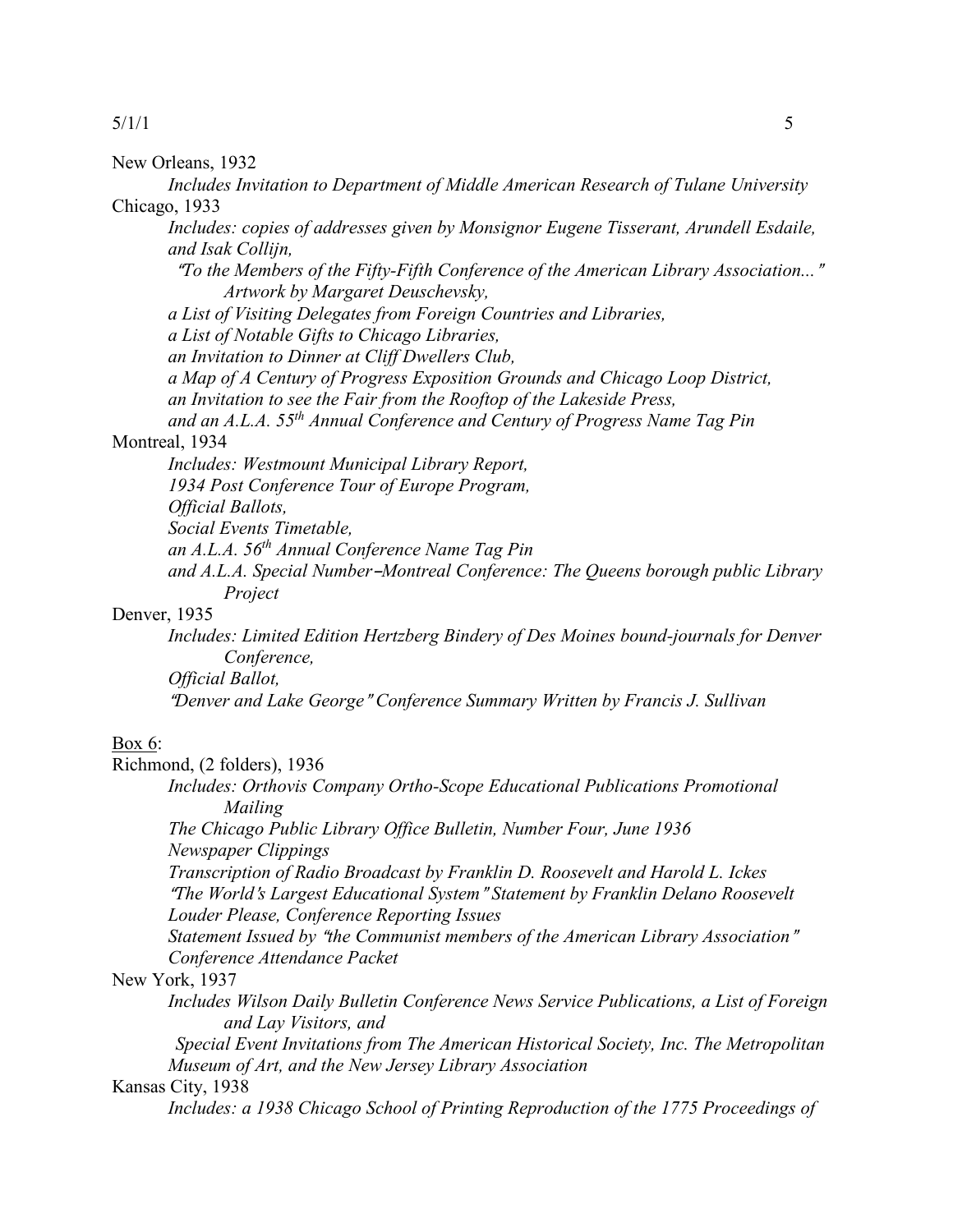New Orleans, 1932

*Includes Invitation to Department of Middle American Research of Tulane University*

Chicago, 1933

*Includes: copies of addresses given by Monsignor Eugene Tisserant, Arundell Esdaile, and Isak Collijn,*

*"To the Members of the Fifty-Fifth Conference of the American Library Association..." Artwork by Margaret Deuschevsky,*

*a List of Visiting Delegates from Foreign Countries and Libraries,*

*a List of Notable Gifts to Chicago Libraries,*

*an Invitation to Dinner at Cliff Dwellers Club,*

*a Map of A Century of Progress Exposition Grounds and Chicago Loop District,*

*an Invitation to see the Fair from the Rooftop of the Lakeside Press,*

*and an A.L.A. 55th Annual Conference and Century of Progress Name Tag Pin*

Montreal, 1934

*Includes: Westmount Municipal Library Report,*

*1934 Post Conference Tour of Europe Program,*

*Official Ballots,*

*Social Events Timetable,*

*an A.L.A. 56th Annual Conference Name Tag Pin*

*and A.L.A. Special Number–Montreal Conference: The Queens borough public Library Project*

Denver, 1935

*Includes: Limited Edition Hertzberg Bindery of Des Moines bound-journals for Denver Conference,*

*Official Ballot,*

*"Denver and Lake George" Conference Summary Written by Francis J. Sullivan*

<u>Box 6</u>:

Richmond, (2 folders), 1936

*Includes: Orthovis Company Ortho-Scope Educational Publications Promotional Mailing*

*The Chicago Public Library Office Bulletin, Number Four, June 1936*

*Newspaper Clippings*

*Transcription of Radio Broadcast by Franklin D. Roosevelt and Harold L. Ickes*

*"The World's Largest Educational System" Statement by Franklin Delano Roosevelt*

*Louder Please, Conference Reporting Issues*

*Statement Issued by "the Communist members of the American Library Association"*

*Conference Attendance Packet*

New York, 1937

*Includes Wilson Daily Bulletin Conference News Service Publications, a List of Foreign and Lay Visitors, and*

*Special Event Invitations from The American Historical Society, Inc. The Metropolitan Museum of Art, and the New Jersey Library Association*

Kansas City, 1938

*Includes: a 1938 Chicago School of Printing Reproduction of the 1775 Proceedings of*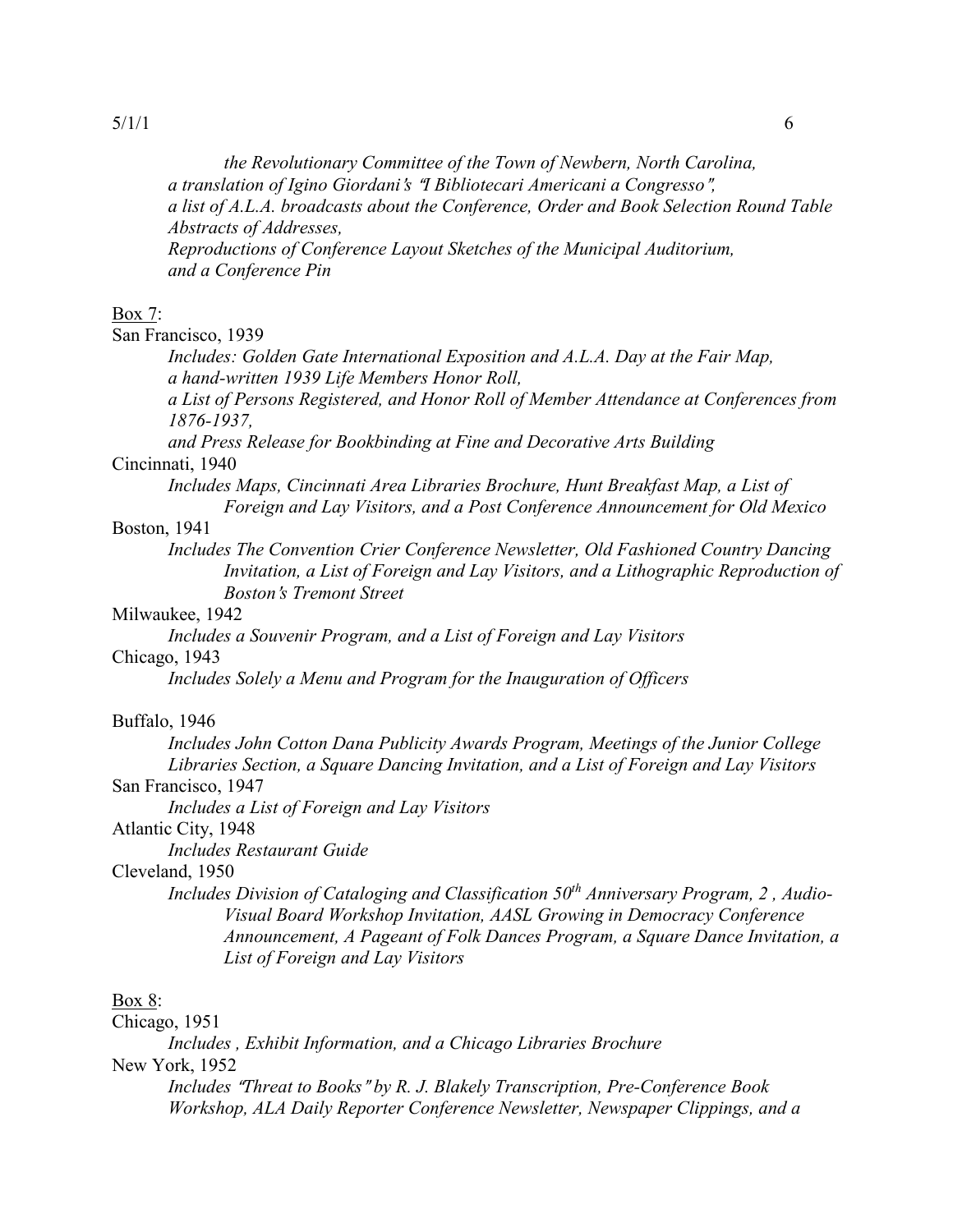*the Revolutionary Committee of the Town of Newbern, North Carolina,*
*a translation of Igino Giordani's "I Bibliotecari Americani a Congresso",*
*a list of A.L.A. broadcasts about the Conference, Order and Book Selection Round Table Abstracts of Addresses,*
*Reproductions of Conference Layout Sketches of the Municipal Auditorium,*
*and a Conference Pin*

Box 7:

San Francisco, 1939

*Includes: Golden Gate International Exposition and A.L.A. Day at the Fair Map,*
*a hand-written 1939 Life Members Honor Roll,*
*a List of Persons Registered, and Honor Roll of Member Attendance at Conferences from 1876-1937,*
*and Press Release for Bookbinding at Fine and Decorative Arts Building*

Cincinnati, 1940

*Includes Maps, Cincinnati Area Libraries Brochure, Hunt Breakfast Map, a List of Foreign and Lay Visitors, and a Post Conference Announcement for Old Mexico*

Boston, 1941

*Includes The Convention Crier Conference Newsletter, Old Fashioned Country Dancing Invitation, a List of Foreign and Lay Visitors, and a Lithographic Reproduction of Boston's Tremont Street*

Milwaukee, 1942

*Includes a Souvenir Program, and a List of Foreign and Lay Visitors*

Chicago, 1943

*Includes Solely a Menu and Program for the Inauguration of Officers*

Buffalo, 1946

*Includes John Cotton Dana Publicity Awards Program, Meetings of the Junior College Libraries Section, a Square Dancing Invitation, and a List of Foreign and Lay Visitors*

San Francisco, 1947

*Includes a List of Foreign and Lay Visitors*

Atlantic City, 1948

*Includes Restaurant Guide*

Cleveland, 1950

*Includes Division of Cataloging and Classification 50th Anniversary Program, 2 , Audio-Visual Board Workshop Invitation, AASL Growing in Democracy Conference Announcement, A Pageant of Folk Dances Program, a Square Dance Invitation, a List of Foreign and Lay Visitors*

Box 8:

Chicago, 1951

*Includes , Exhibit Information, and a Chicago Libraries Brochure*

New York, 1952

*Includes "Threat to Books" by R. J. Blakely Transcription, Pre-Conference Book Workshop, ALA Daily Reporter Conference Newsletter, Newspaper Clippings, and a*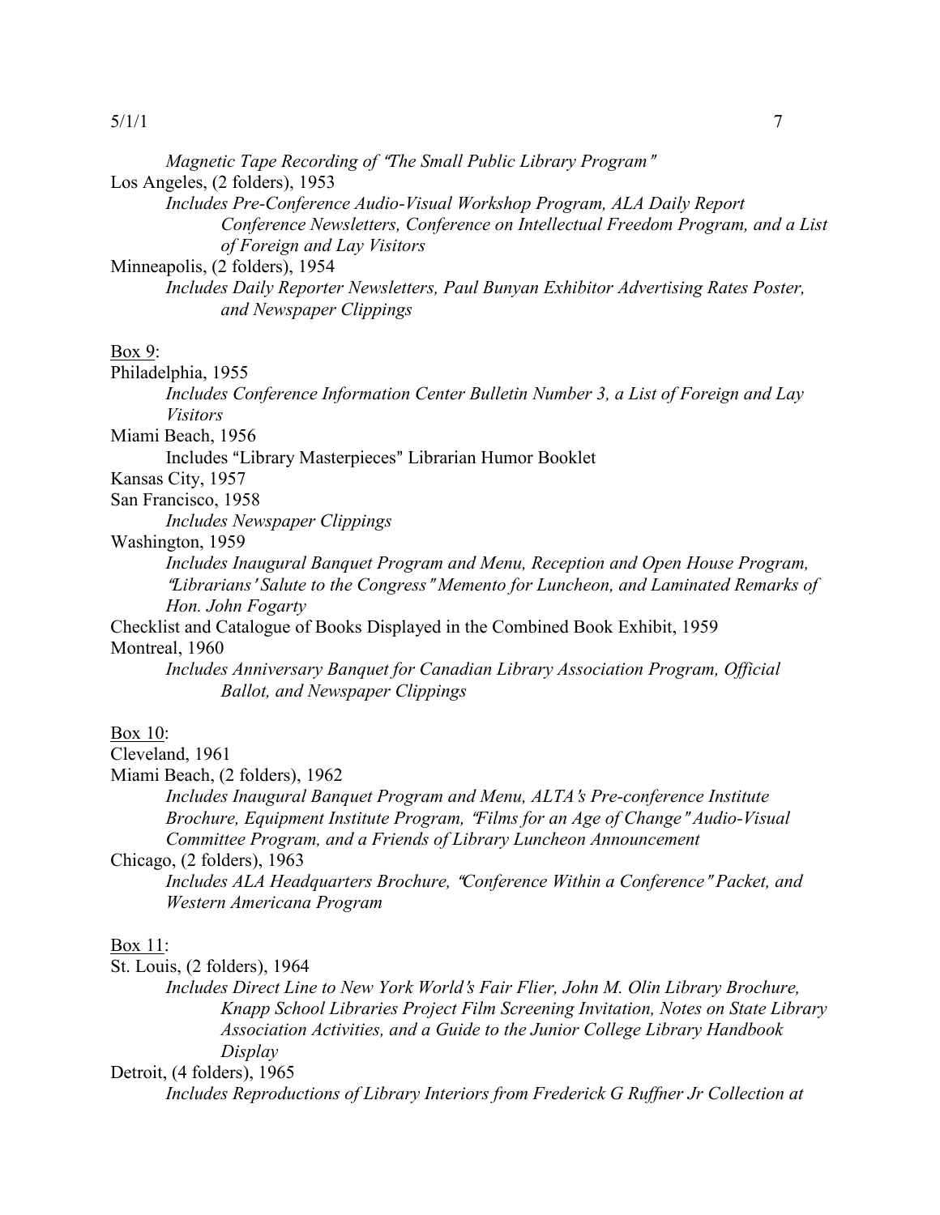*Magnetic Tape Recording of "The Small Public Library Program"*

Los Angeles, (2 folders), 1953

*Includes Pre-Conference Audio-Visual Workshop Program, ALA Daily Report Conference Newsletters, Conference on Intellectual Freedom Program, and a List of Foreign and Lay Visitors*

Minneapolis, (2 folders), 1954

*Includes Daily Reporter Newsletters, Paul Bunyan Exhibitor Advertising Rates Poster, and Newspaper Clippings*

<u>Box 9</u>:

Philadelphia, 1955

*Includes Conference Information Center Bulletin Number 3, a List of Foreign and Lay Visitors*

Miami Beach, 1956

Includes "Library Masterpieces" Librarian Humor Booklet

Kansas City, 1957

San Francisco, 1958

*Includes Newspaper Clippings*

Washington, 1959

*Includes Inaugural Banquet Program and Menu, Reception and Open House Program, "Librarians' Salute to the Congress" Memento for Luncheon, and Laminated Remarks of Hon. John Fogarty*

Checklist and Catalogue of Books Displayed in the Combined Book Exhibit, 1959

Montreal, 1960

*Includes Anniversary Banquet for Canadian Library Association Program, Official Ballot, and Newspaper Clippings*

<u>Box 10</u>:

Cleveland, 1961

Miami Beach, (2 folders), 1962

*Includes Inaugural Banquet Program and Menu, ALTA's Pre-conference Institute Brochure, Equipment Institute Program, "Films for an Age of Change" Audio-Visual Committee Program, and a Friends of Library Luncheon Announcement*

Chicago, (2 folders), 1963

*Includes ALA Headquarters Brochure, "Conference Within a Conference" Packet, and Western Americana Program*

<u>Box 11</u>:

St. Louis, (2 folders), 1964

*Includes Direct Line to New York World's Fair Flier, John M. Olin Library Brochure, Knapp School Libraries Project Film Screening Invitation, Notes on State Library Association Activities, and a Guide to the Junior College Library Handbook Display*

Detroit, (4 folders), 1965

*Includes Reproductions of Library Interiors from Frederick G Ruffner Jr Collection at*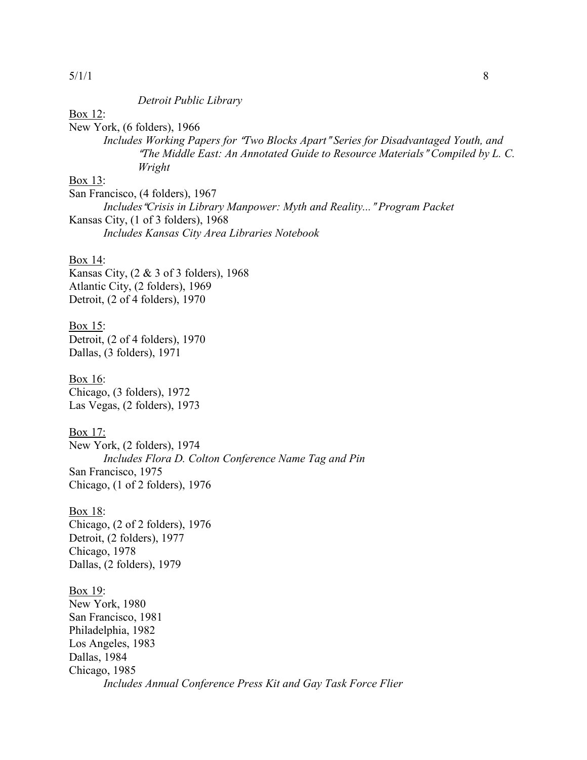*Detroit Public Library*

Box 12:

New York, (6 folders), 1966

*Includes Working Papers for "Two Blocks Apart" Series for Disadvantaged Youth, and "The Middle East: An Annotated Guide to Resource Materials" Compiled by L. C. Wright*

Box 13:

San Francisco, (4 folders), 1967

*Includes "Crisis in Library Manpower: Myth and Reality..." Program Packet*

Kansas City, (1 of 3 folders), 1968

*Includes Kansas City Area Libraries Notebook*

Box 14:

Kansas City, (2 & 3 of 3 folders), 1968

Atlantic City, (2 folders), 1969

Detroit, (2 of 4 folders), 1970

Box 15:

Detroit, (2 of 4 folders), 1970

Dallas, (3 folders), 1971

Box 16:

Chicago, (3 folders), 1972

Las Vegas, (2 folders), 1973

Box 17:

New York, (2 folders), 1974

*Includes Flora D. Colton Conference Name Tag and Pin*

San Francisco, 1975

Chicago, (1 of 2 folders), 1976

Box 18:

Chicago, (2 of 2 folders), 1976

Detroit, (2 folders), 1977

Chicago, 1978

Dallas, (2 folders), 1979

Box 19:

New York, 1980

San Francisco, 1981

Philadelphia, 1982

Los Angeles, 1983

Dallas, 1984

Chicago, 1985

*Includes Annual Conference Press Kit and Gay Task Force Flier*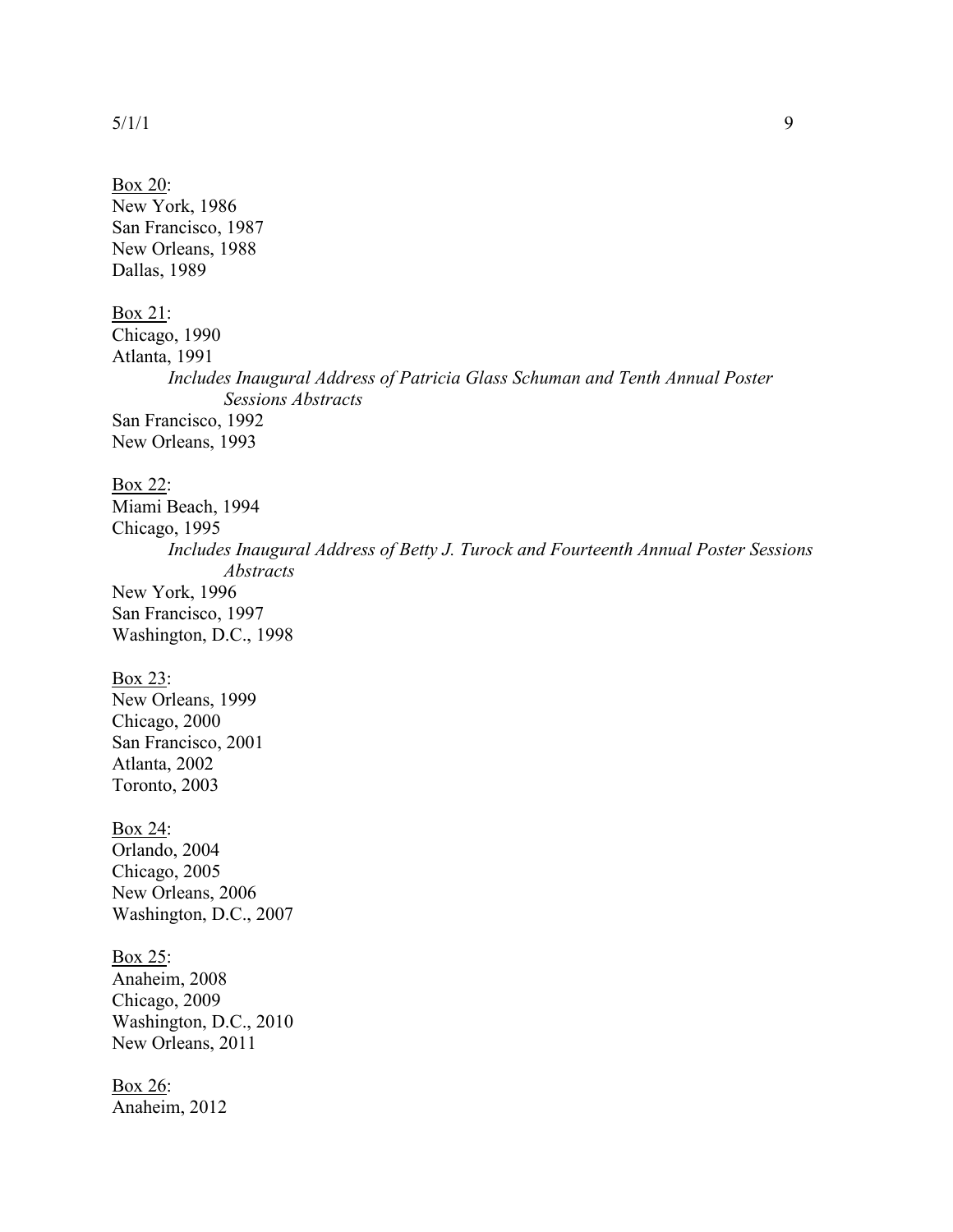<u>Box 20</u>:
New York, 1986
San Francisco, 1987
New Orleans, 1988
Dallas, 1989

<u>Box 21</u>:
Chicago, 1990
Atlanta, 1991
*Includes Inaugural Address of Patricia Glass Schuman and Tenth Annual Poster Sessions Abstracts*
San Francisco, 1992
New Orleans, 1993

<u>Box 22</u>:
Miami Beach, 1994
Chicago, 1995
*Includes Inaugural Address of Betty J. Turock and Fourteenth Annual Poster Sessions Abstracts*
New York, 1996
San Francisco, 1997
Washington, D.C., 1998

<u>Box 23</u>:
New Orleans, 1999
Chicago, 2000
San Francisco, 2001
Atlanta, 2002
Toronto, 2003

<u>Box 24</u>:
Orlando, 2004
Chicago, 2005
New Orleans, 2006
Washington, D.C., 2007

<u>Box 25</u>:
Anaheim, 2008
Chicago, 2009
Washington, D.C., 2010
New Orleans, 2011

<u>Box 26</u>:
Anaheim, 2012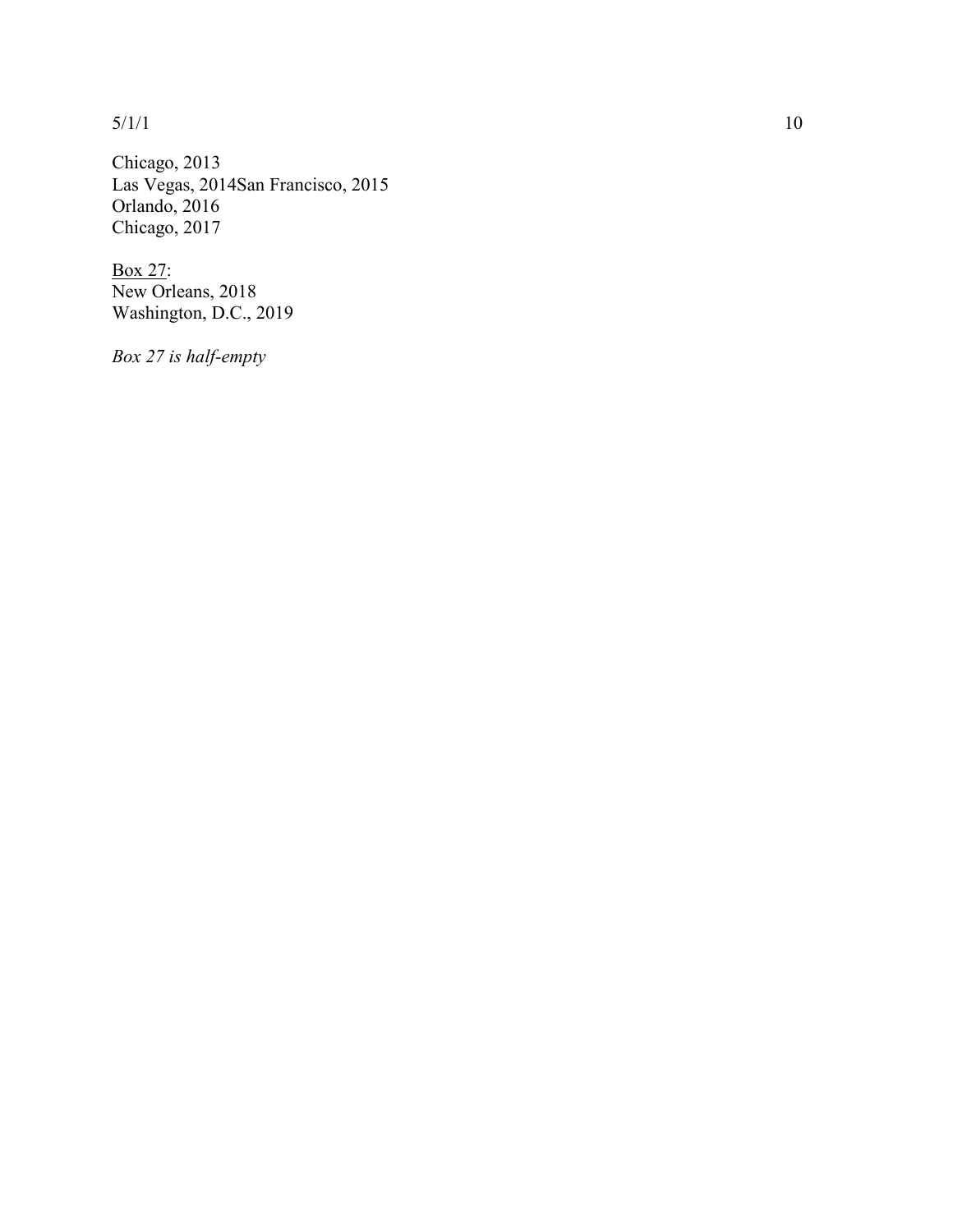Chicago, 2013
Las Vegas, 2014San Francisco, 2015
Orlando, 2016
Chicago, 2017

<u>Box 27</u>:
New Orleans, 2018
Washington, D.C., 2019

*Box 27 is half-empty*